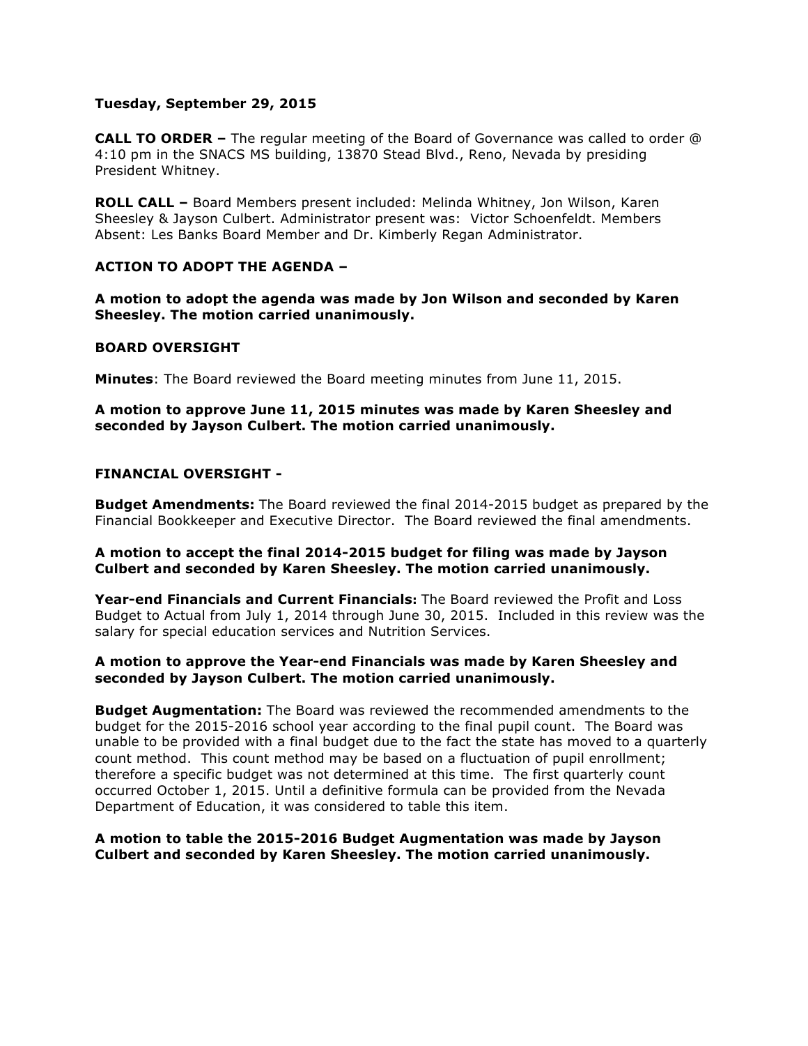**Tuesday, September 29, 2015**

**CALL TO ORDER –** The regular meeting of the Board of Governance was called to order @ 4:10 pm in the SNACS MS building, 13870 Stead Blvd., Reno, Nevada by presiding President Whitney.

**ROLL CALL –** Board Members present included: Melinda Whitney, Jon Wilson, Karen Sheesley & Jayson Culbert. Administrator present was: Victor Schoenfeldt. Members Absent: Les Banks Board Member and Dr. Kimberly Regan Administrator.

**ACTION TO ADOPT THE AGENDA –**

**A motion to adopt the agenda was made by Jon Wilson and seconded by Karen Sheesley. The motion carried unanimously.**

**BOARD OVERSIGHT**

**Minutes**: The Board reviewed the Board meeting minutes from June 11, 2015.

**A motion to approve June 11, 2015 minutes was made by Karen Sheesley and seconded by Jayson Culbert. The motion carried unanimously.**

**FINANCIAL OVERSIGHT -**

**Budget Amendments:** The Board reviewed the final 2014-2015 budget as prepared by the Financial Bookkeeper and Executive Director. The Board reviewed the final amendments.

**A motion to accept the final 2014-2015 budget for filing was made by Jayson Culbert and seconded by Karen Sheesley. The motion carried unanimously.**

**Year-end Financials and Current Financials:** The Board reviewed the Profit and Loss Budget to Actual from July 1, 2014 through June 30, 2015. Included in this review was the salary for special education services and Nutrition Services.

**A motion to approve the Year-end Financials was made by Karen Sheesley and seconded by Jayson Culbert. The motion carried unanimously.**

**Budget Augmentation:** The Board was reviewed the recommended amendments to the budget for the 2015-2016 school year according to the final pupil count. The Board was unable to be provided with a final budget due to the fact the state has moved to a quarterly count method. This count method may be based on a fluctuation of pupil enrollment; therefore a specific budget was not determined at this time. The first quarterly count occurred October 1, 2015. Until a definitive formula can be provided from the Nevada Department of Education, it was considered to table this item.

**A motion to table the 2015-2016 Budget Augmentation was made by Jayson Culbert and seconded by Karen Sheesley. The motion carried unanimously.**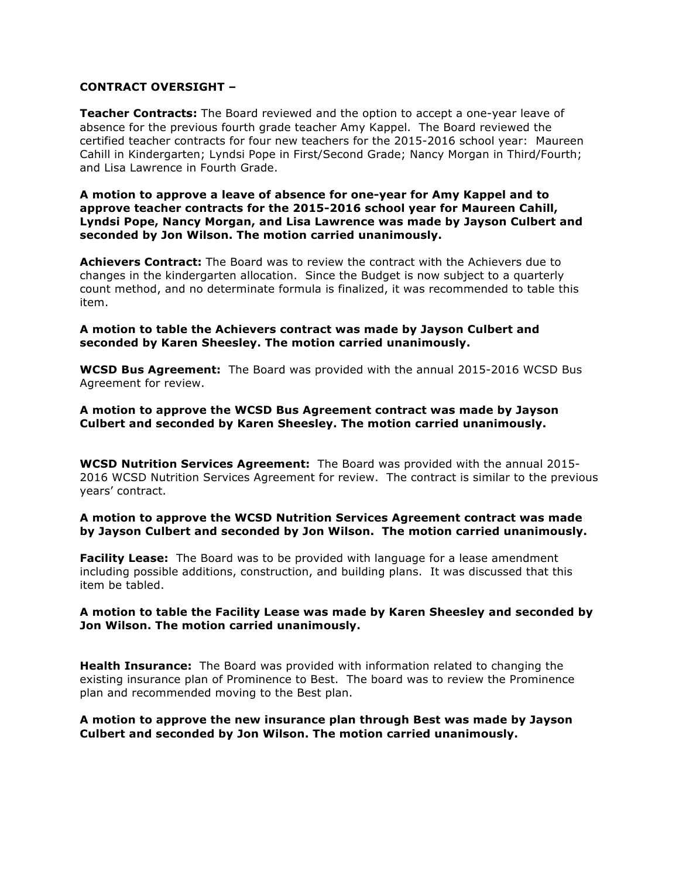**CONTRACT OVERSIGHT –**

**Teacher Contracts:** The Board reviewed and the option to accept a one-year leave of absence for the previous fourth grade teacher Amy Kappel. The Board reviewed the certified teacher contracts for four new teachers for the 2015-2016 school year: Maureen Cahill in Kindergarten; Lyndsi Pope in First/Second Grade; Nancy Morgan in Third/Fourth; and Lisa Lawrence in Fourth Grade.

**A motion to approve a leave of absence for one-year for Amy Kappel and to approve teacher contracts for the 2015-2016 school year for Maureen Cahill, Lyndsi Pope, Nancy Morgan, and Lisa Lawrence was made by Jayson Culbert and seconded by Jon Wilson. The motion carried unanimously.**

**Achievers Contract:** The Board was to review the contract with the Achievers due to changes in the kindergarten allocation. Since the Budget is now subject to a quarterly count method, and no determinate formula is finalized, it was recommended to table this item.

**A motion to table the Achievers contract was made by Jayson Culbert and seconded by Karen Sheesley. The motion carried unanimously.**

**WCSD Bus Agreement:** The Board was provided with the annual 2015-2016 WCSD Bus Agreement for review.

**A motion to approve the WCSD Bus Agreement contract was made by Jayson Culbert and seconded by Karen Sheesley. The motion carried unanimously.**

**WCSD Nutrition Services Agreement:** The Board was provided with the annual 2015-2016 WCSD Nutrition Services Agreement for review. The contract is similar to the previous years' contract.

**A motion to approve the WCSD Nutrition Services Agreement contract was made by Jayson Culbert and seconded by Jon Wilson. The motion carried unanimously.**

**Facility Lease:** The Board was to be provided with language for a lease amendment including possible additions, construction, and building plans. It was discussed that this item be tabled.

**A motion to table the Facility Lease was made by Karen Sheesley and seconded by Jon Wilson. The motion carried unanimously.**

**Health Insurance:** The Board was provided with information related to changing the existing insurance plan of Prominence to Best. The board was to review the Prominence plan and recommended moving to the Best plan.

**A motion to approve the new insurance plan through Best was made by Jayson Culbert and seconded by Jon Wilson. The motion carried unanimously.**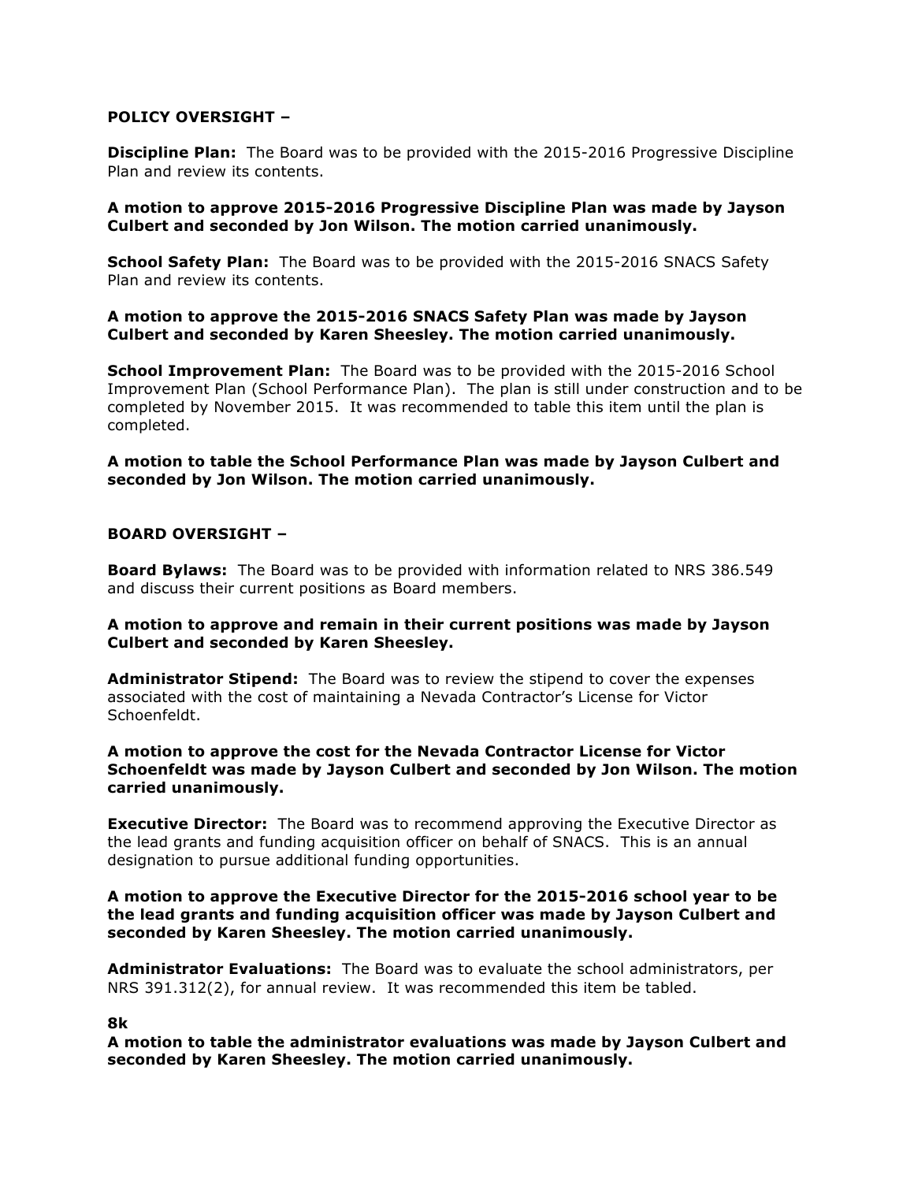**POLICY OVERSIGHT –**

**Discipline Plan:** The Board was to be provided with the 2015-2016 Progressive Discipline Plan and review its contents.

**A motion to approve 2015-2016 Progressive Discipline Plan was made by Jayson Culbert and seconded by Jon Wilson. The motion carried unanimously.**

**School Safety Plan:** The Board was to be provided with the 2015-2016 SNACS Safety Plan and review its contents.

**A motion to approve the 2015-2016 SNACS Safety Plan was made by Jayson Culbert and seconded by Karen Sheesley. The motion carried unanimously.**

**School Improvement Plan:** The Board was to be provided with the 2015-2016 School Improvement Plan (School Performance Plan). The plan is still under construction and to be completed by November 2015. It was recommended to table this item until the plan is completed.

**A motion to table the School Performance Plan was made by Jayson Culbert and seconded by Jon Wilson. The motion carried unanimously.**

**BOARD OVERSIGHT –**

**Board Bylaws:** The Board was to be provided with information related to NRS 386.549 and discuss their current positions as Board members.

**A motion to approve and remain in their current positions was made by Jayson Culbert and seconded by Karen Sheesley.**

**Administrator Stipend:** The Board was to review the stipend to cover the expenses associated with the cost of maintaining a Nevada Contractor's License for Victor Schoenfeldt.

**A motion to approve the cost for the Nevada Contractor License for Victor Schoenfeldt was made by Jayson Culbert and seconded by Jon Wilson. The motion carried unanimously.**

**Executive Director:** The Board was to recommend approving the Executive Director as the lead grants and funding acquisition officer on behalf of SNACS. This is an annual designation to pursue additional funding opportunities.

**A motion to approve the Executive Director for the 2015-2016 school year to be the lead grants and funding acquisition officer was made by Jayson Culbert and seconded by Karen Sheesley. The motion carried unanimously.**

**Administrator Evaluations:** The Board was to evaluate the school administrators, per NRS 391.312(2), for annual review. It was recommended this item be tabled.

**8k**

**A motion to table the administrator evaluations was made by Jayson Culbert and seconded by Karen Sheesley. The motion carried unanimously.**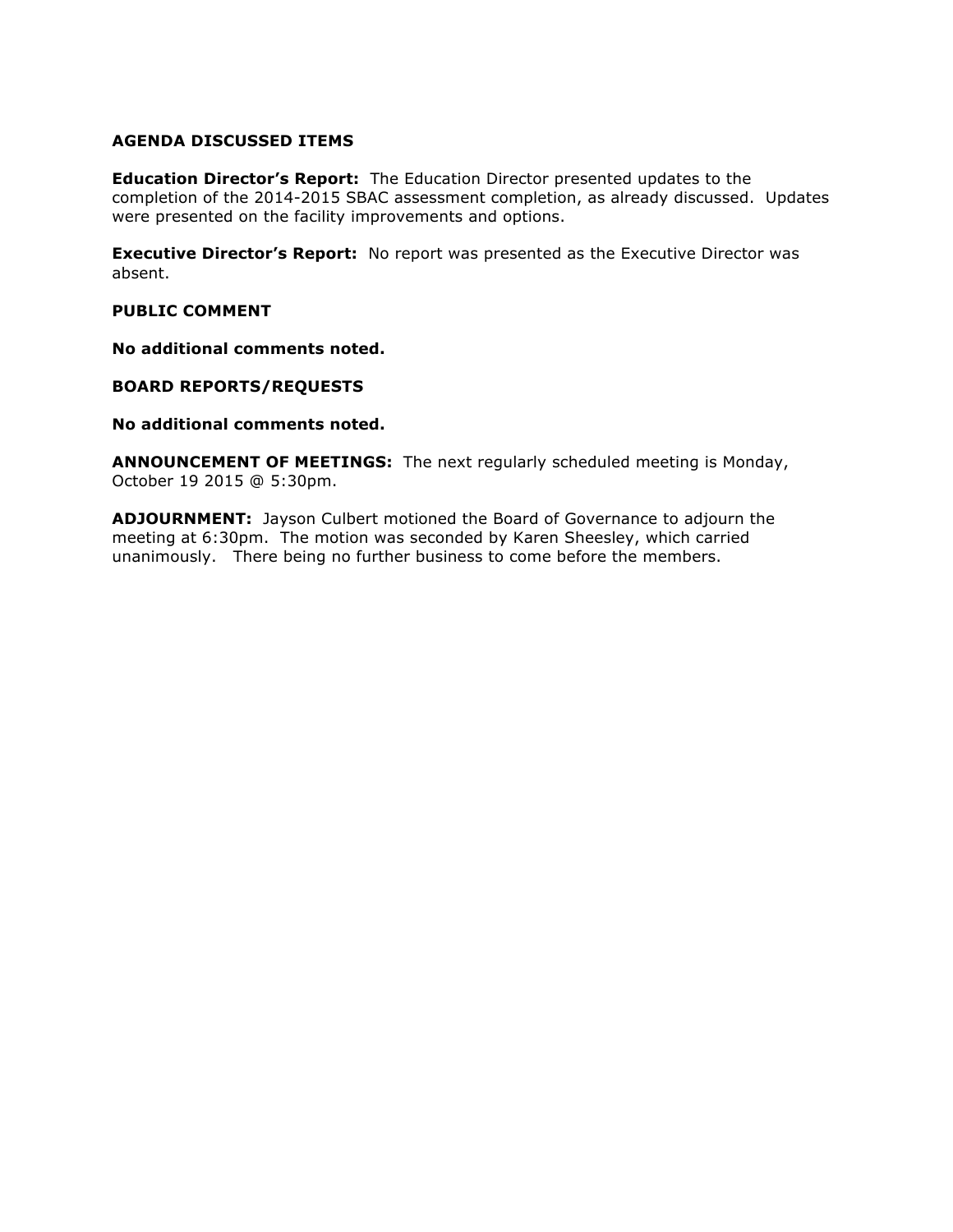**AGENDA DISCUSSED ITEMS**

**Education Director's Report:** The Education Director presented updates to the completion of the 2014-2015 SBAC assessment completion, as already discussed. Updates were presented on the facility improvements and options.

**Executive Director's Report:** No report was presented as the Executive Director was absent.

**PUBLIC COMMENT**

**No additional comments noted.**

**BOARD REPORTS/REQUESTS**

**No additional comments noted.**

**ANNOUNCEMENT OF MEETINGS:** The next regularly scheduled meeting is Monday, October 19 2015 @ 5:30pm.

**ADJOURNMENT:** Jayson Culbert motioned the Board of Governance to adjourn the meeting at 6:30pm. The motion was seconded by Karen Sheesley, which carried unanimously. There being no further business to come before the members.